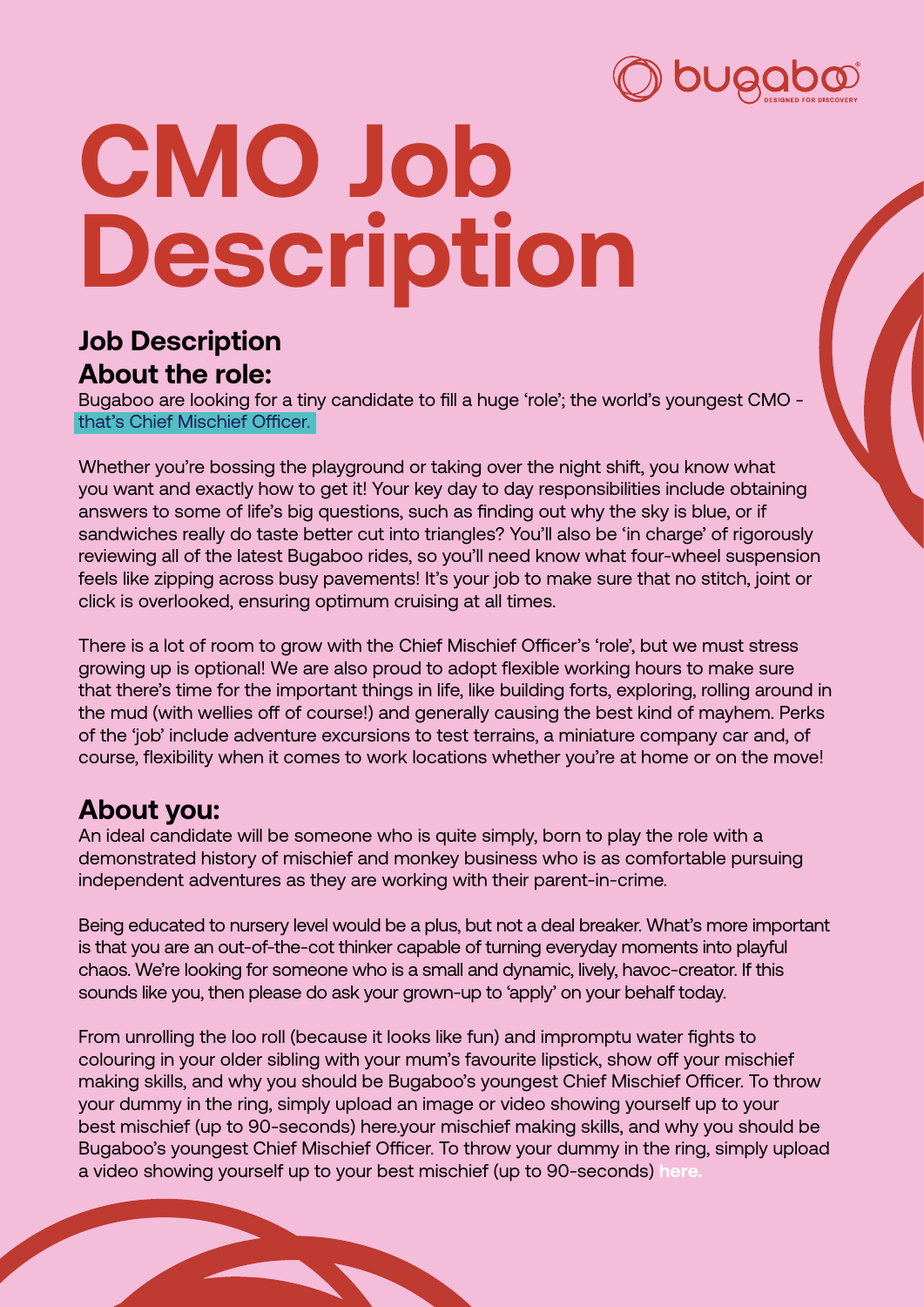# CMO Job Description

## Job Description

## About the role:

Bugaboo are looking for a tiny candidate to fill a huge 'role'; the world's youngest CMO - that's Chief Mischief Officer.

Whether you're bossing the playground or taking over the night shift, you know what you want and exactly how to get it! Your key day to day responsibilities include obtaining answers to some of life's big questions, such as finding out why the sky is blue, or if sandwiches really do taste better cut into triangles? You'll also be 'in charge' of rigorously reviewing all of the latest Bugaboo rides, so you'll need know what four-wheel suspension feels like zipping across busy pavements! It's your job to make sure that no stitch, joint or click is overlooked, ensuring optimum cruising at all times.

There is a lot of room to grow with the Chief Mischief Officer's 'role', but we must stress growing up is optional! We are also proud to adopt flexible working hours to make sure that there's time for the important things in life, like building forts, exploring, rolling around in the mud (with wellies off of course!) and generally causing the best kind of mayhem. Perks of the 'job' include adventure excursions to test terrains, a miniature company car and, of course, flexibility when it comes to work locations whether you're at home or on the move!

## About you:

An ideal candidate will be someone who is quite simply, born to play the role with a demonstrated history of mischief and monkey business who is as comfortable pursuing independent adventures as they are working with their parent-in-crime.

Being educated to nursery level would be a plus, but not a deal breaker. What's more important is that you are an out-of-the-cot thinker capable of turning everyday moments into playful chaos. We're looking for someone who is a small and dynamic, lively, havoc-creator. If this sounds like you, then please do ask your grown-up to 'apply' on your behalf today.

From unrolling the loo roll (because it looks like fun) and impromptu water fights to colouring in your older sibling with your mum's favourite lipstick, show off your mischief making skills, and why you should be Bugaboo's youngest Chief Mischief Officer. To throw your dummy in the ring, simply upload an image or video showing yourself up to your best mischief (up to 90-seconds) here.your mischief making skills, and why you should be Bugaboo's youngest Chief Mischief Officer. To throw your dummy in the ring, simply upload a video showing yourself up to your best mischief (up to 90-seconds) **here.**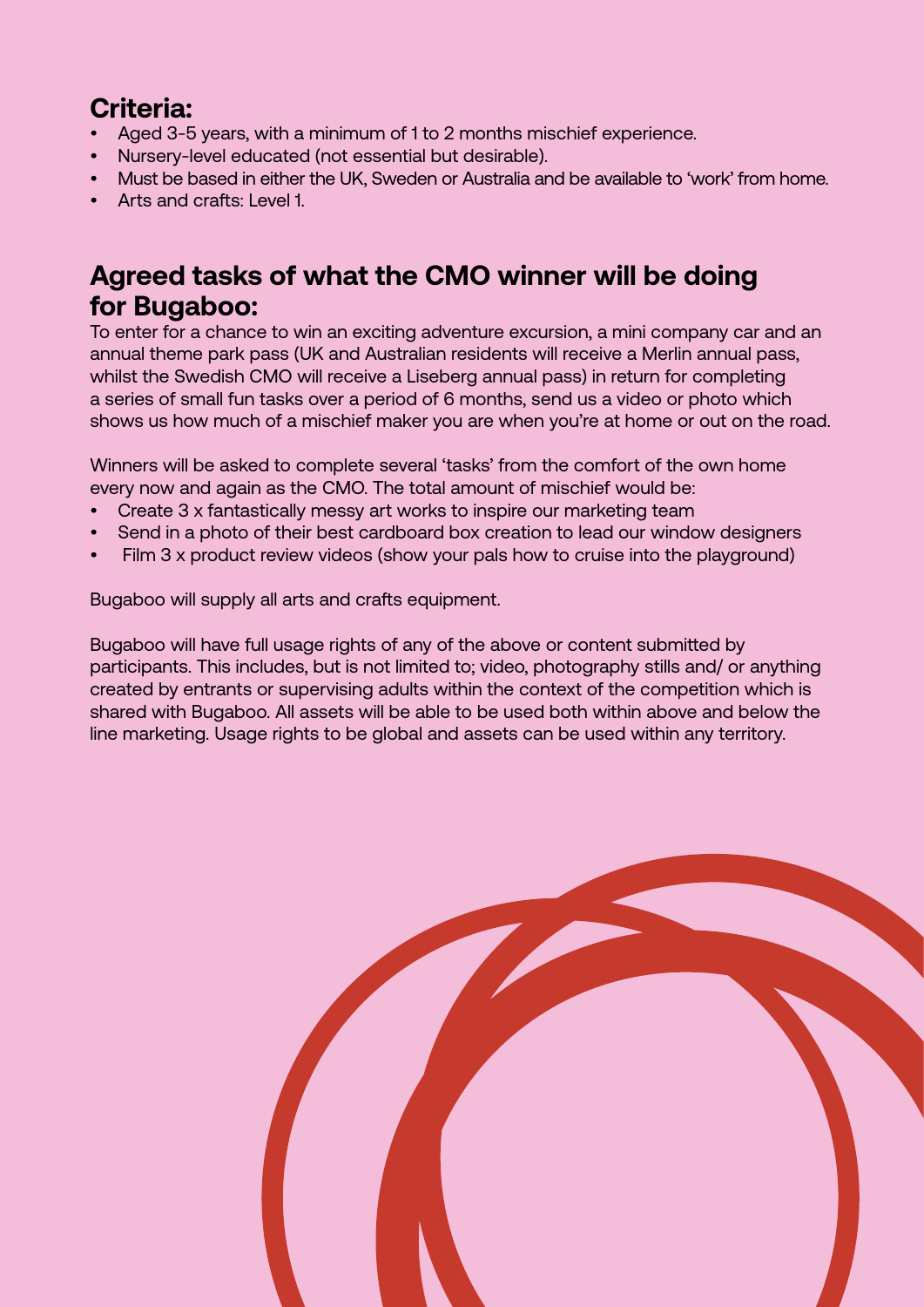## Criteria:

- Aged 3-5 years, with a minimum of 1 to 2 months mischief experience.
- Nursery-level educated (not essential but desirable).
- Must be based in either the UK, Sweden or Australia and be available to 'work' from home.
- Arts and crafts: Level 1.

## Agreed tasks of what the CMO winner will be doing for Bugaboo:

To enter for a chance to win an exciting adventure excursion, a mini company car and an annual theme park pass (UK and Australian residents will receive a Merlin annual pass, whilst the Swedish CMO will receive a Liseberg annual pass) in return for completing a series of small fun tasks over a period of 6 months, send us a video or photo which shows us how much of a mischief maker you are when you're at home or out on the road.

Winners will be asked to complete several 'tasks' from the comfort of the own home every now and again as the CMO. The total amount of mischief would be:

- Create 3 x fantastically messy art works to inspire our marketing team
- Send in a photo of their best cardboard box creation to lead our window designers
- Film 3 x product review videos (show your pals how to cruise into the playground)

Bugaboo will supply all arts and crafts equipment.

Bugaboo will have full usage rights of any of the above or content submitted by participants. This includes, but is not limited to; video, photography stills and/ or anything created by entrants or supervising adults within the context of the competition which is shared with Bugaboo. All assets will be able to be used both within above and below the line marketing. Usage rights to be global and assets can be used within any territory.